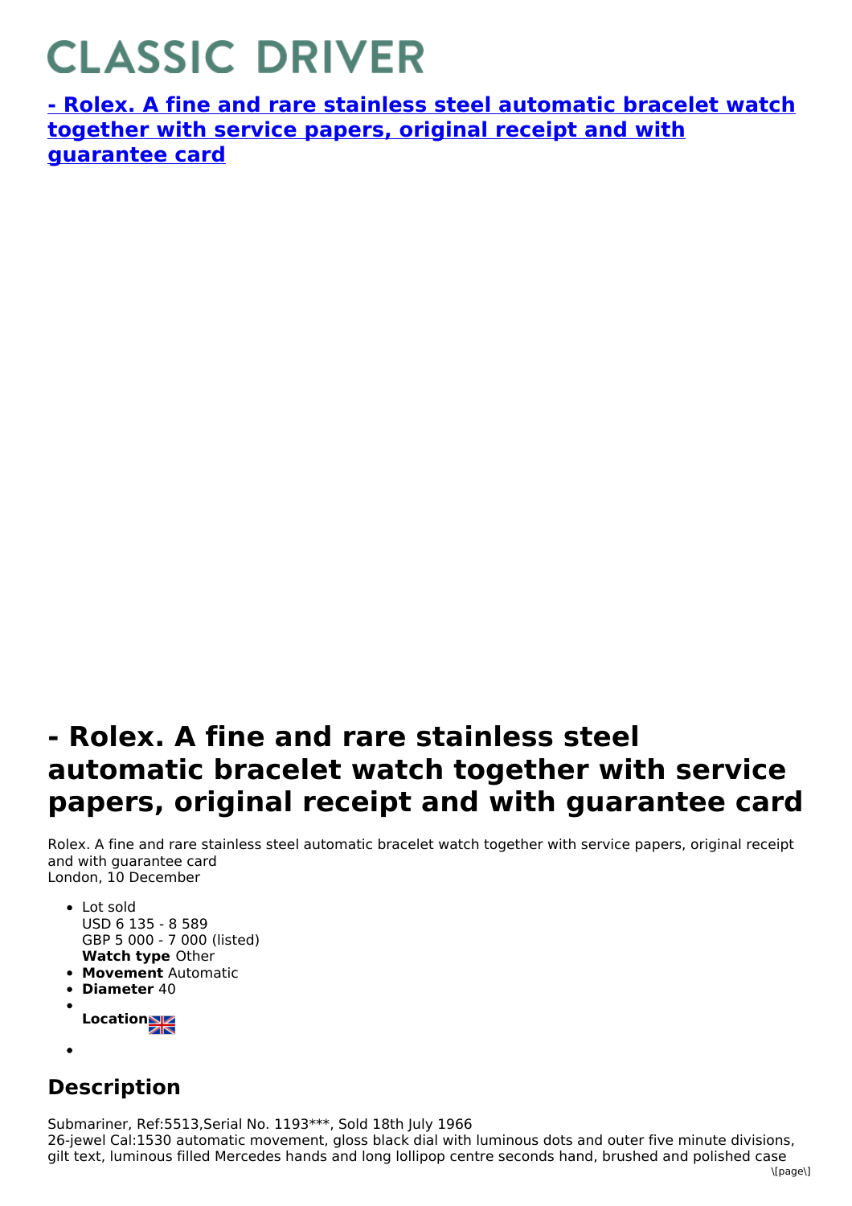# CLASSIC DRIVER

**[- Rolex. A fine and rare stainless steel automatic bracelet watch together with service papers, original receipt and with guarantee card]**

# - Rolex. A fine and rare stainless steel automatic bracelet watch together with service papers, original receipt and with guarantee card

Rolex. A fine and rare stainless steel automatic bracelet watch together with service papers, original receipt and with guarantee card
London, 10 December

- Lot sold
  USD 6 135 - 8 589
  GBP 5 000 - 7 000 (listed)
  **Watch type** Other
- **Movement** Automatic
- **Diameter** 40
- **Location**
-

## Description

Submariner, Ref:5513,Serial No. 1193***, Sold 18th July 1966
26-jewel Cal:1530 automatic movement, gloss black dial with luminous dots and outer five minute divisions, gilt text, luminous filled Mercedes hands and long lollipop centre seconds hand, brushed and polished case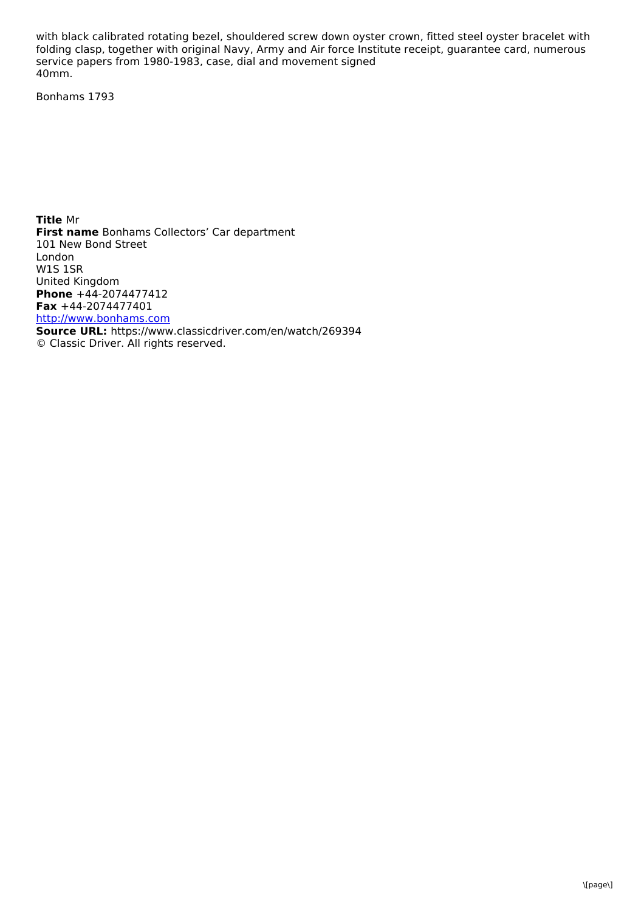with black calibrated rotating bezel, shouldered screw down oyster crown, fitted steel oyster bracelet with folding clasp, together with original Navy, Army and Air force Institute receipt, guarantee card, numerous service papers from 1980-1983, case, dial and movement signed
40mm.

Bonhams 1793

**Title** Mr
**First name** Bonhams Collectors' Car department
101 New Bond Street
London
W1S 1SR
United Kingdom
**Phone** +44-2074477412
**Fax** +44-2074477401
[http://www.bonhams.com](http://www.bonhams.com)
**Source URL:** https://www.classicdriver.com/en/watch/269394
© Classic Driver. All rights reserved.